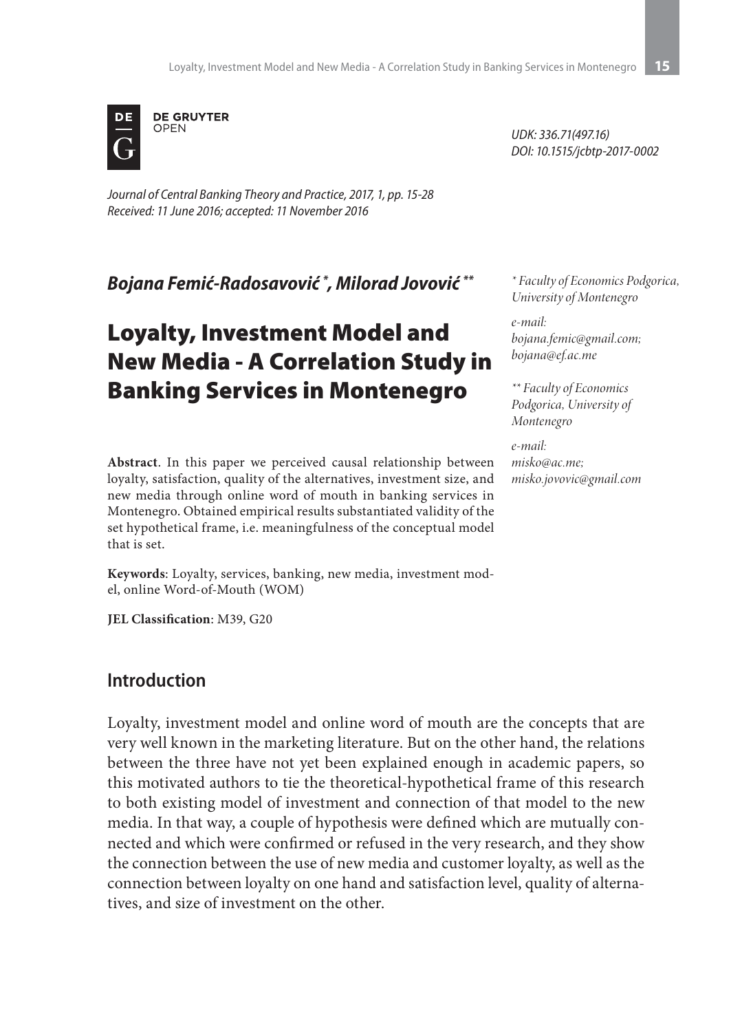DE GRUYTER
OPEN

UDK: 336.71(497.16)
DOI: 10.1515/jcbtp-2017-0002

*Journal of Central Banking Theory and Practice, 2017, 1, pp. 15-28*
*Received: 11 June 2016; accepted: 11 November 2016*

***Bojana Femić-Radosavović \*, Milorad Jovović \*\****

*\* Faculty of Economics Podgorica, University of Montenegro*

*e-mail: bojana.femic@gmail.com; bojana@ef.ac.me*

*\*\* Faculty of Economics Podgorica, University of Montenegro*

*e-mail: misko@ac.me; misko.jovovic@gmail.com*

# Loyalty, Investment Model and New Media - A Correlation Study in Banking Services in Montenegro

**Abstract**. In this paper we perceived causal relationship between loyalty, satisfaction, quality of the alternatives, investment size, and new media through online word of mouth in banking services in Montenegro. Obtained empirical results substantiated validity of the set hypothetical frame, i.e. meaningfulness of the conceptual model that is set.

**Keywords**: Loyalty, services, banking, new media, investment model, online Word-of-Mouth (WOM)

**JEL Classification**: M39, G20

## Introduction

Loyalty, investment model and online word of mouth are the concepts that are very well known in the marketing literature. But on the other hand, the relations between the three have not yet been explained enough in academic papers, so this motivated authors to tie the theoretical-hypothetical frame of this research to both existing model of investment and connection of that model to the new media. In that way, a couple of hypothesis were defined which are mutually connected and which were confirmed or refused in the very research, and they show the connection between the use of new media and customer loyalty, as well as the connection between loyalty on one hand and satisfaction level, quality of alternatives, and size of investment on the other.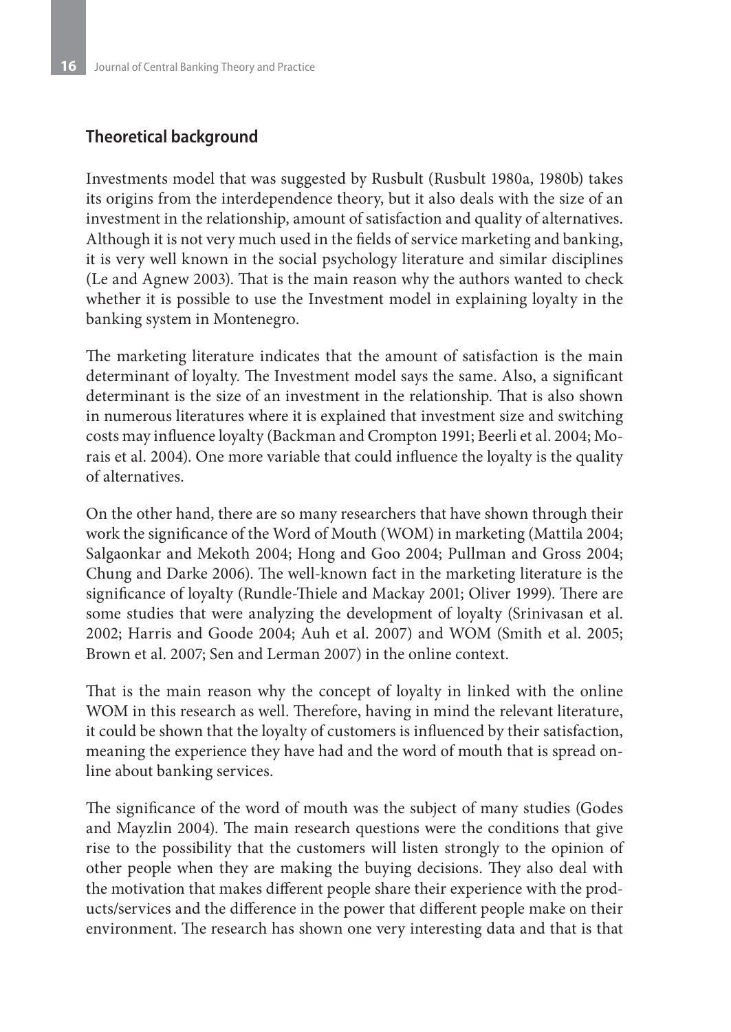## Theoretical background

Investments model that was suggested by Rusbult (Rusbult 1980a, 1980b) takes its origins from the interdependence theory, but it also deals with the size of an investment in the relationship, amount of satisfaction and quality of alternatives. Although it is not very much used in the fields of service marketing and banking, it is very well known in the social psychology literature and similar disciplines (Le and Agnew 2003). That is the main reason why the authors wanted to check whether it is possible to use the Investment model in explaining loyalty in the banking system in Montenegro.

The marketing literature indicates that the amount of satisfaction is the main determinant of loyalty. The Investment model says the same. Also, a significant determinant is the size of an investment in the relationship. That is also shown in numerous literatures where it is explained that investment size and switching costs may influence loyalty (Backman and Crompton 1991; Beerli et al. 2004; Morais et al. 2004). One more variable that could influence the loyalty is the quality of alternatives.

On the other hand, there are so many researchers that have shown through their work the significance of the Word of Mouth (WOM) in marketing (Mattila 2004; Salgaonkar and Mekoth 2004; Hong and Goo 2004; Pullman and Gross 2004; Chung and Darke 2006). The well-known fact in the marketing literature is the significance of loyalty (Rundle-Thiele and Mackay 2001; Oliver 1999). There are some studies that were analyzing the development of loyalty (Srinivasan et al. 2002; Harris and Goode 2004; Auh et al. 2007) and WOM (Smith et al. 2005; Brown et al. 2007; Sen and Lerman 2007) in the online context.

That is the main reason why the concept of loyalty in linked with the online WOM in this research as well. Therefore, having in mind the relevant literature, it could be shown that the loyalty of customers is influenced by their satisfaction, meaning the experience they have had and the word of mouth that is spread online about banking services.

The significance of the word of mouth was the subject of many studies (Godes and Mayzlin 2004). The main research questions were the conditions that give rise to the possibility that the customers will listen strongly to the opinion of other people when they are making the buying decisions. They also deal with the motivation that makes different people share their experience with the products/services and the difference in the power that different people make on their environment. The research has shown one very interesting data and that is that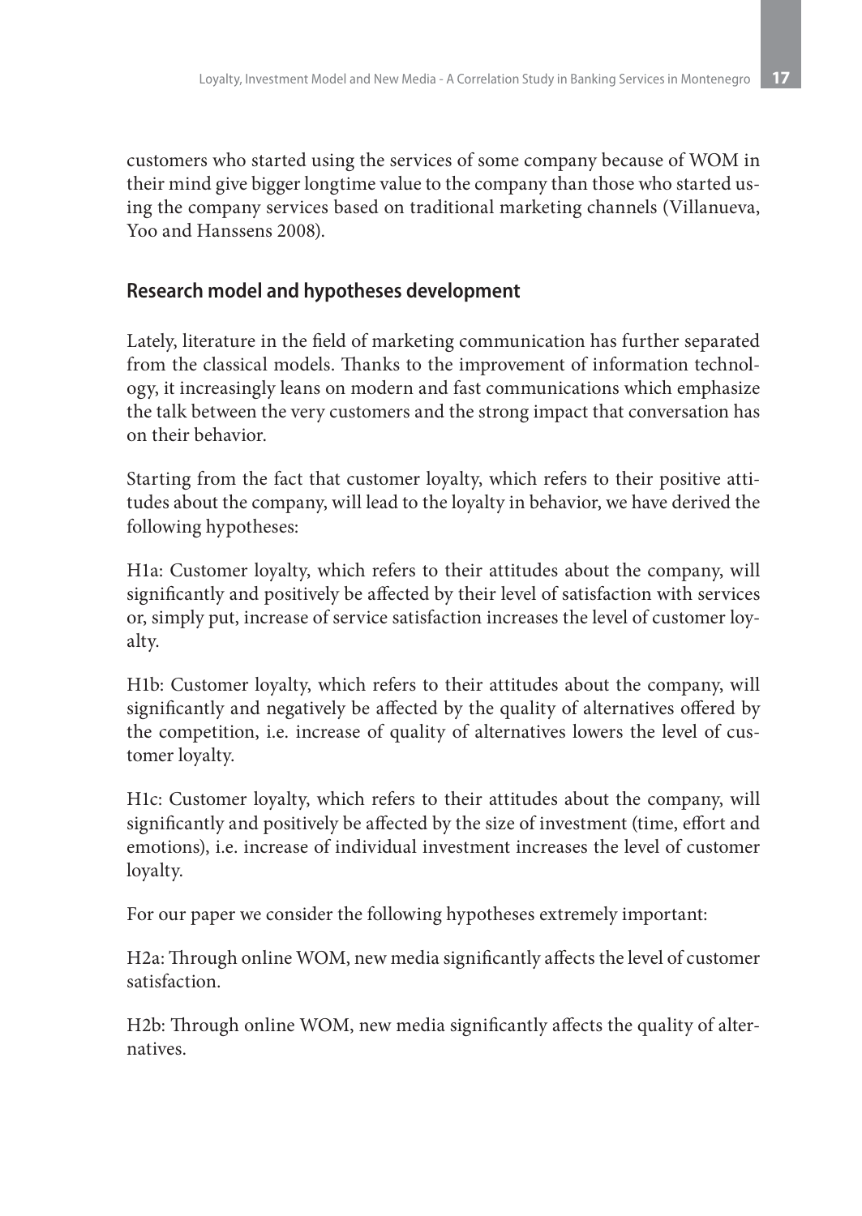customers who started using the services of some company because of WOM in their mind give bigger longtime value to the company than those who started using the company services based on traditional marketing channels (Villanueva, Yoo and Hanssens 2008).

## Research model and hypotheses development

Lately, literature in the field of marketing communication has further separated from the classical models. Thanks to the improvement of information technology, it increasingly leans on modern and fast communications which emphasize the talk between the very customers and the strong impact that conversation has on their behavior.

Starting from the fact that customer loyalty, which refers to their positive attitudes about the company, will lead to the loyalty in behavior, we have derived the following hypotheses:

H1a: Customer loyalty, which refers to their attitudes about the company, will significantly and positively be affected by their level of satisfaction with services or, simply put, increase of service satisfaction increases the level of customer loyalty.

H1b: Customer loyalty, which refers to their attitudes about the company, will significantly and negatively be affected by the quality of alternatives offered by the competition, i.e. increase of quality of alternatives lowers the level of customer loyalty.

H1c: Customer loyalty, which refers to their attitudes about the company, will significantly and positively be affected by the size of investment (time, effort and emotions), i.e. increase of individual investment increases the level of customer loyalty.

For our paper we consider the following hypotheses extremely important:

H2a: Through online WOM, new media significantly affects the level of customer satisfaction.

H2b: Through online WOM, new media significantly affects the quality of alternatives.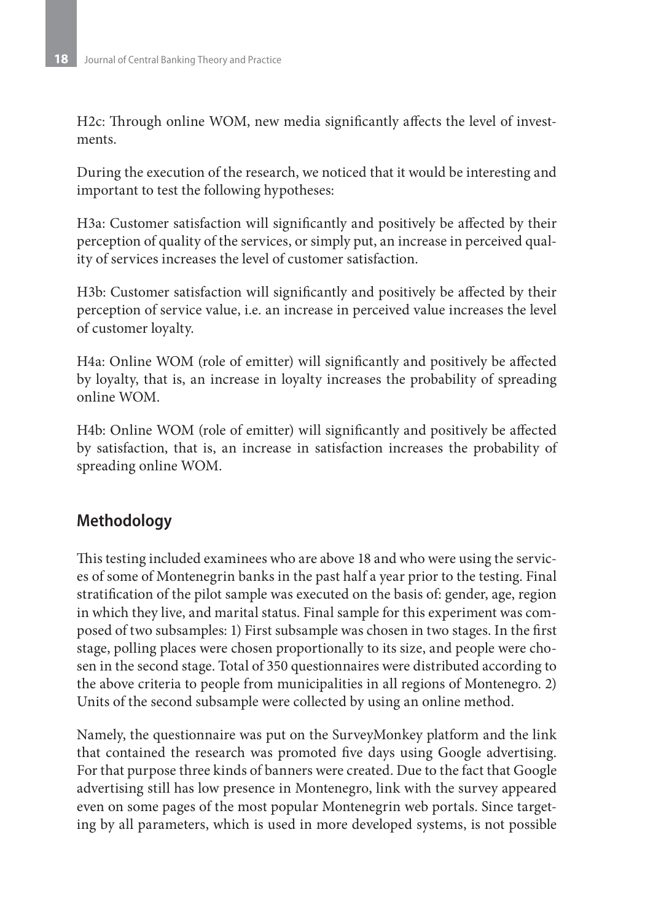H2c: Through online WOM, new media significantly affects the level of investments.

During the execution of the research, we noticed that it would be interesting and important to test the following hypotheses:

H3a: Customer satisfaction will significantly and positively be affected by their perception of quality of the services, or simply put, an increase in perceived quality of services increases the level of customer satisfaction.

H3b: Customer satisfaction will significantly and positively be affected by their perception of service value, i.e. an increase in perceived value increases the level of customer loyalty.

H4a: Online WOM (role of emitter) will significantly and positively be affected by loyalty, that is, an increase in loyalty increases the probability of spreading online WOM.

H4b: Online WOM (role of emitter) will significantly and positively be affected by satisfaction, that is, an increase in satisfaction increases the probability of spreading online WOM.

## Methodology

This testing included examinees who are above 18 and who were using the services of some of Montenegrin banks in the past half a year prior to the testing. Final stratification of the pilot sample was executed on the basis of: gender, age, region in which they live, and marital status. Final sample for this experiment was composed of two subsamples: 1) First subsample was chosen in two stages. In the first stage, polling places were chosen proportionally to its size, and people were chosen in the second stage. Total of 350 questionnaires were distributed according to the above criteria to people from municipalities in all regions of Montenegro. 2) Units of the second subsample were collected by using an online method.

Namely, the questionnaire was put on the SurveyMonkey platform and the link that contained the research was promoted five days using Google advertising. For that purpose three kinds of banners were created. Due to the fact that Google advertising still has low presence in Montenegro, link with the survey appeared even on some pages of the most popular Montenegrin web portals. Since targeting by all parameters, which is used in more developed systems, is not possible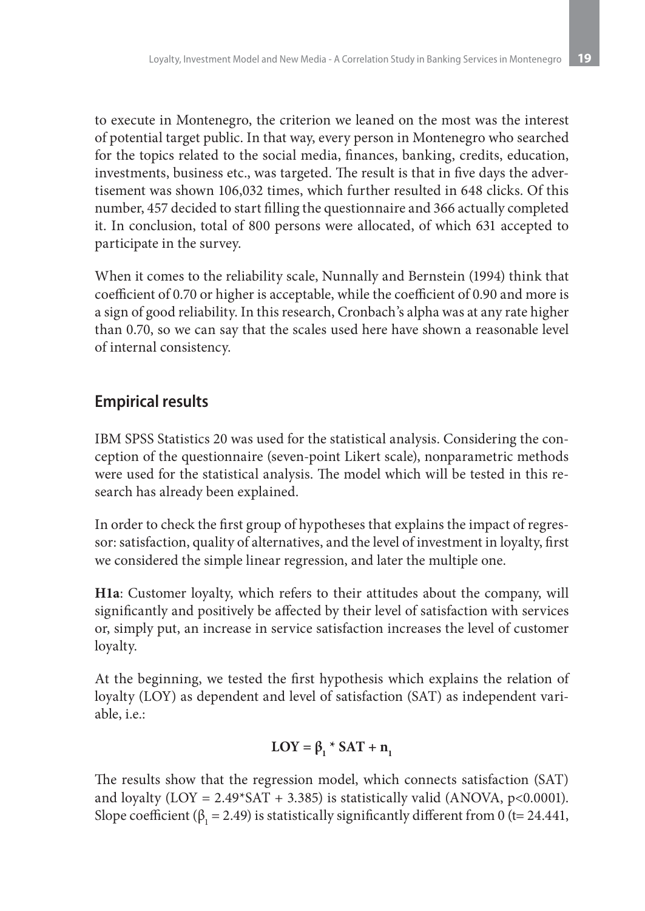to execute in Montenegro, the criterion we leaned on the most was the interest of potential target public. In that way, every person in Montenegro who searched for the topics related to the social media, finances, banking, credits, education, investments, business etc., was targeted. The result is that in five days the advertisement was shown 106,032 times, which further resulted in 648 clicks. Of this number, 457 decided to start filling the questionnaire and 366 actually completed it. In conclusion, total of 800 persons were allocated, of which 631 accepted to participate in the survey.

When it comes to the reliability scale, Nunnally and Bernstein (1994) think that coefficient of 0.70 or higher is acceptable, while the coefficient of 0.90 and more is a sign of good reliability. In this research, Cronbach's alpha was at any rate higher than 0.70, so we can say that the scales used here have shown a reasonable level of internal consistency.

## Empirical results

IBM SPSS Statistics 20 was used for the statistical analysis. Considering the conception of the questionnaire (seven-point Likert scale), nonparametric methods were used for the statistical analysis. The model which will be tested in this research has already been explained.

In order to check the first group of hypotheses that explains the impact of regressor: satisfaction, quality of alternatives, and the level of investment in loyalty, first we considered the simple linear regression, and later the multiple one.

**H1a**: Customer loyalty, which refers to their attitudes about the company, will significantly and positively be affected by their level of satisfaction with services or, simply put, an increase in service satisfaction increases the level of customer loyalty.

At the beginning, we tested the first hypothesis which explains the relation of loyalty (LOY) as dependent and level of satisfaction (SAT) as independent variable, i.e.:

$$\mathbf{LOY = \beta_1 * SAT + n_1}$$

The results show that the regression model, which connects satisfaction (SAT) and loyalty ($LOY = 2.49*SAT + 3.385$) is statistically valid (ANOVA, $p<0.0001$). Slope coefficient ($\beta_1 = 2.49$) is statistically significantly different from 0 ($t= 24.441$,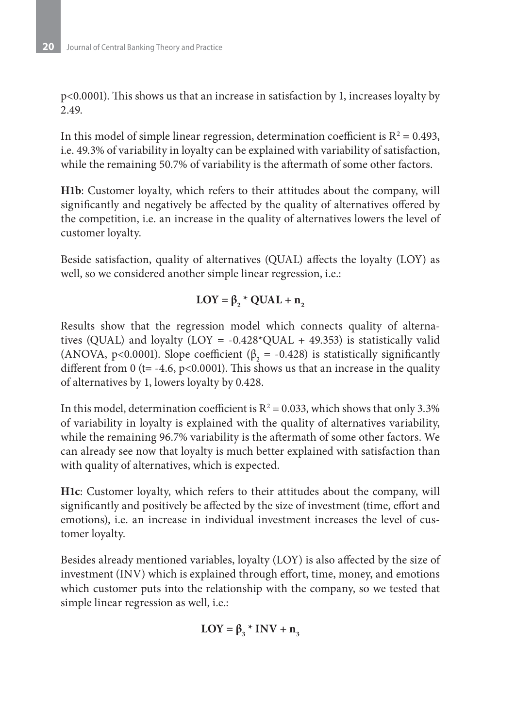p<0.0001). This shows us that an increase in satisfaction by 1, increases loyalty by 2.49.

In this model of simple linear regression, determination coefficient is $R^2 = 0.493$, i.e. 49.3% of variability in loyalty can be explained with variability of satisfaction, while the remaining 50.7% of variability is the aftermath of some other factors.

**H1b**: Customer loyalty, which refers to their attitudes about the company, will significantly and negatively be affected by the quality of alternatives offered by the competition, i.e. an increase in the quality of alternatives lowers the level of customer loyalty.

Beside satisfaction, quality of alternatives (QUAL) affects the loyalty (LOY) as well, so we considered another simple linear regression, i.e.:

$$\mathbf{LOY = \beta_2 * QUAL + n_2}$$

Results show that the regression model which connects quality of alternatives (QUAL) and loyalty (LOY = -0.428*QUAL + 49.353) is statistically valid (ANOVA, $p<0.0001$). Slope coefficient ($\beta_2 = -0.428$) is statistically significantly different from 0 ($t= -4.6$, $p<0.0001$). This shows us that an increase in the quality of alternatives by 1, lowers loyalty by 0.428.

In this model, determination coefficient is $R^2 = 0.033$, which shows that only 3.3% of variability in loyalty is explained with the quality of alternatives variability, while the remaining 96.7% variability is the aftermath of some other factors. We can already see now that loyalty is much better explained with satisfaction than with quality of alternatives, which is expected.

**H1c**: Customer loyalty, which refers to their attitudes about the company, will significantly and positively be affected by the size of investment (time, effort and emotions), i.e. an increase in individual investment increases the level of customer loyalty.

Besides already mentioned variables, loyalty (LOY) is also affected by the size of investment (INV) which is explained through effort, time, money, and emotions which customer puts into the relationship with the company, so we tested that simple linear regression as well, i.e.:

$$\mathbf{LOY = \beta_3 * INV + n_3}$$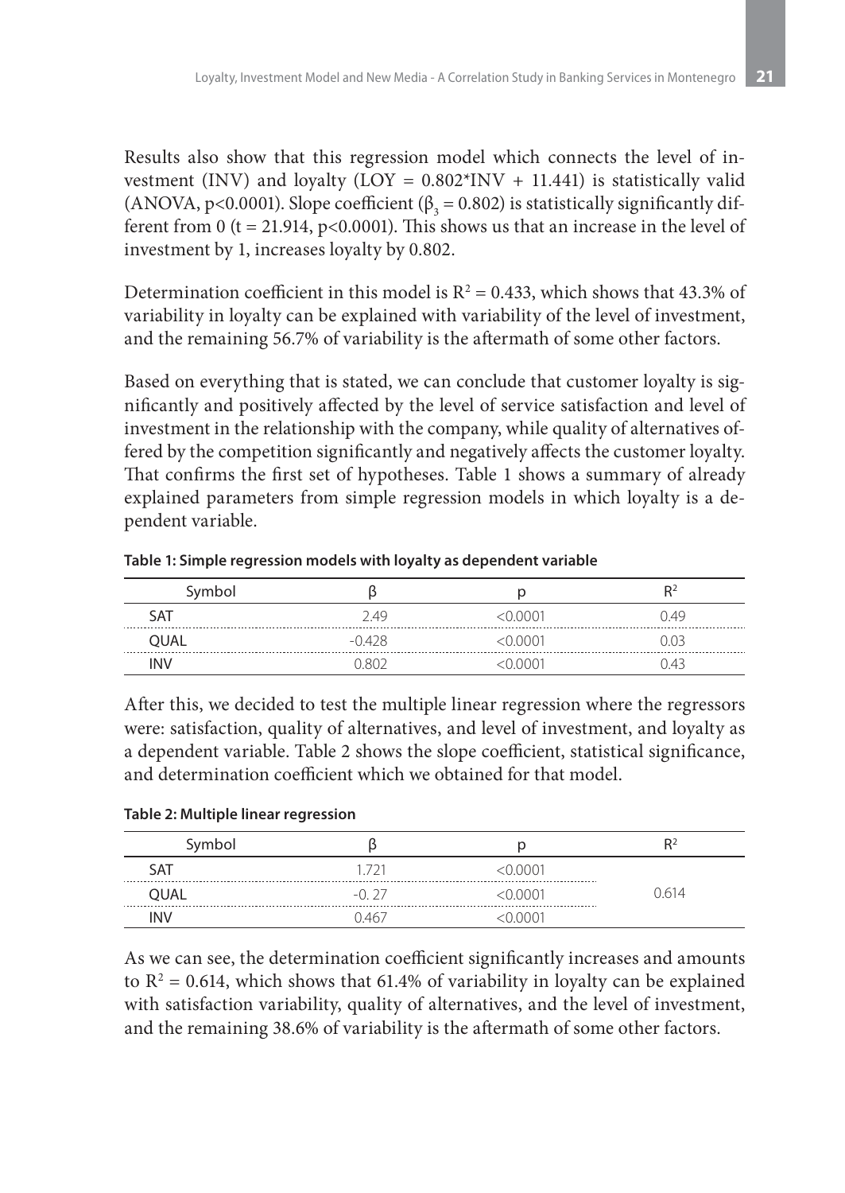Results also show that this regression model which connects the level of investment (INV) and loyalty (LOY = 0.802*INV + 11.441) is statistically valid (ANOVA, $p<0.0001$). Slope coefficient ($\beta_3 = 0.802$) is statistically significantly different from 0 ($t = 21.914$, $p<0.0001$). This shows us that an increase in the level of investment by 1, increases loyalty by 0.802.

Determination coefficient in this model is $R^2 = 0.433$, which shows that 43.3% of variability in loyalty can be explained with variability of the level of investment, and the remaining 56.7% of variability is the aftermath of some other factors.

Based on everything that is stated, we can conclude that customer loyalty is significantly and positively affected by the level of service satisfaction and level of investment in the relationship with the company, while quality of alternatives offered by the competition significantly and negatively affects the customer loyalty. That confirms the first set of hypotheses. Table 1 shows a summary of already explained parameters from simple regression models in which loyalty is a dependent variable.

**Table 1: Simple regression models with loyalty as dependent variable**

| Symbol | β | p | $R^2$ |
|---|---|---|---|
| SAT | 2.49 | <0.0001 | 0.49 |
| QUAL | -0.428 | <0.0001 | 0.03 |
| INV | 0.802 | <0.0001 | 0.43 |

After this, we decided to test the multiple linear regression where the regressors were: satisfaction, quality of alternatives, and level of investment, and loyalty as a dependent variable. Table 2 shows the slope coefficient, statistical significance, and determination coefficient which we obtained for that model.

**Table 2: Multiple linear regression**

| Symbol | β | p | $R^2$ |
|---|---|---|---|
| SAT | 1.721 | <0.0001 | 0.614 |
| QUAL | -0. 27 | <0.0001 | |
| INV | 0.467 | <0.0001 | |

As we can see, the determination coefficient significantly increases and amounts to $R^2 = 0.614$, which shows that 61.4% of variability in loyalty can be explained with satisfaction variability, quality of alternatives, and the level of investment, and the remaining 38.6% of variability is the aftermath of some other factors.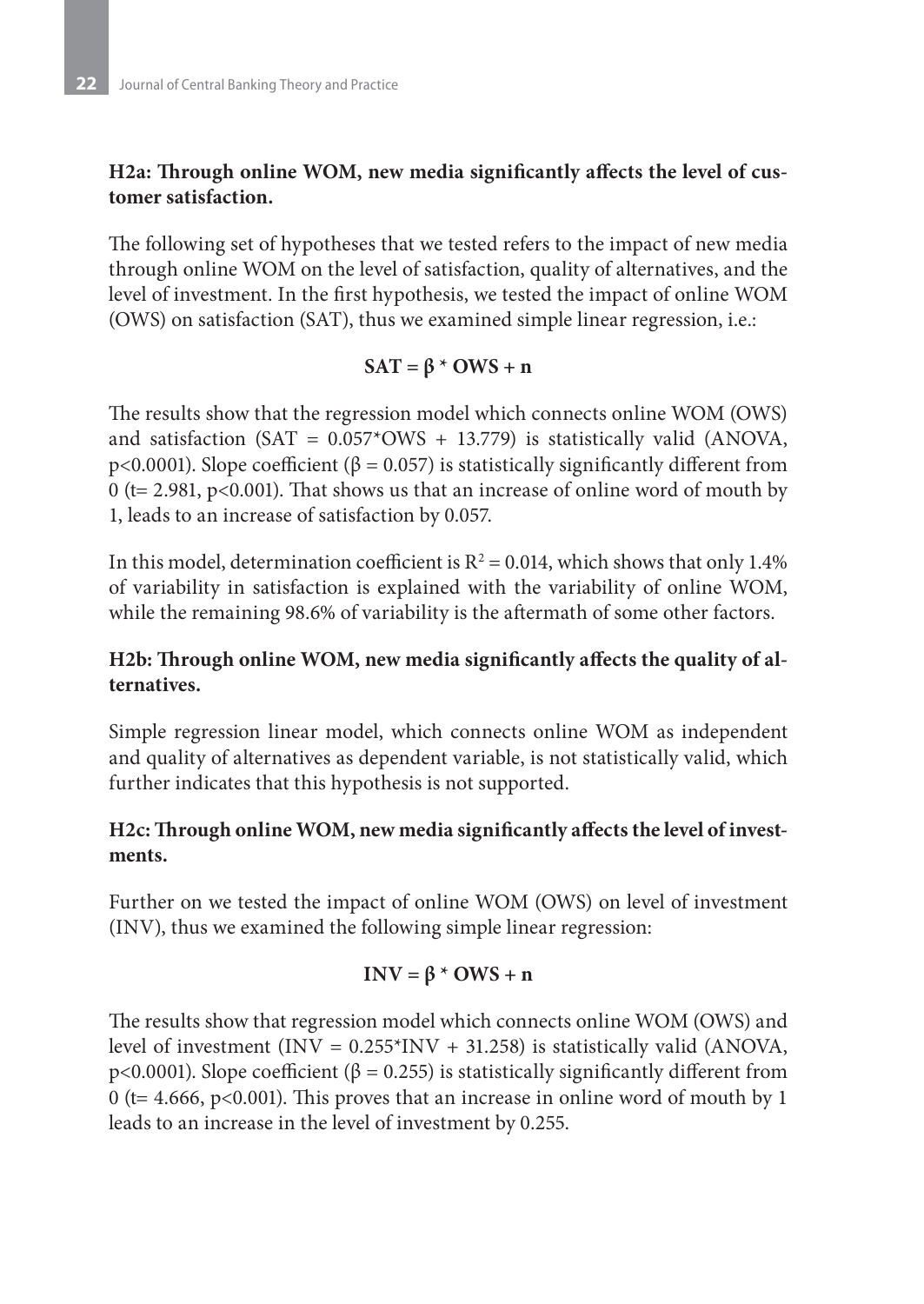**H2a: Through online WOM, new media significantly affects the level of customer satisfaction.**

The following set of hypotheses that we tested refers to the impact of new media through online WOM on the level of satisfaction, quality of alternatives, and the level of investment. In the first hypothesis, we tested the impact of online WOM (OWS) on satisfaction (SAT), thus we examined simple linear regression, i.e.:

$$\mathbf{SAT = \beta * OWS + n}$$

The results show that the regression model which connects online WOM (OWS) and satisfaction (SAT = 0.057*OWS + 13.779) is statistically valid (ANOVA, $p<0.0001$). Slope coefficient ($\beta = 0.057$) is statistically significantly different from 0 ($t= 2.981$, $p<0.001$). That shows us that an increase of online word of mouth by 1, leads to an increase of satisfaction by 0.057.

In this model, determination coefficient is $R^2 = 0.014$, which shows that only 1.4% of variability in satisfaction is explained with the variability of online WOM, while the remaining 98.6% of variability is the aftermath of some other factors.

**H2b: Through online WOM, new media significantly affects the quality of alternatives.**

Simple regression linear model, which connects online WOM as independent and quality of alternatives as dependent variable, is not statistically valid, which further indicates that this hypothesis is not supported.

**H2c: Through online WOM, new media significantly affects the level of investments.**

Further on we tested the impact of online WOM (OWS) on level of investment (INV), thus we examined the following simple linear regression:

$$\mathbf{INV = \beta * OWS + n}$$

The results show that regression model which connects online WOM (OWS) and level of investment (INV = 0.255*INV + 31.258) is statistically valid (ANOVA, $p<0.0001$). Slope coefficient ($\beta = 0.255$) is statistically significantly different from 0 ($t= 4.666$, $p<0.001$). This proves that an increase in online word of mouth by 1 leads to an increase in the level of investment by 0.255.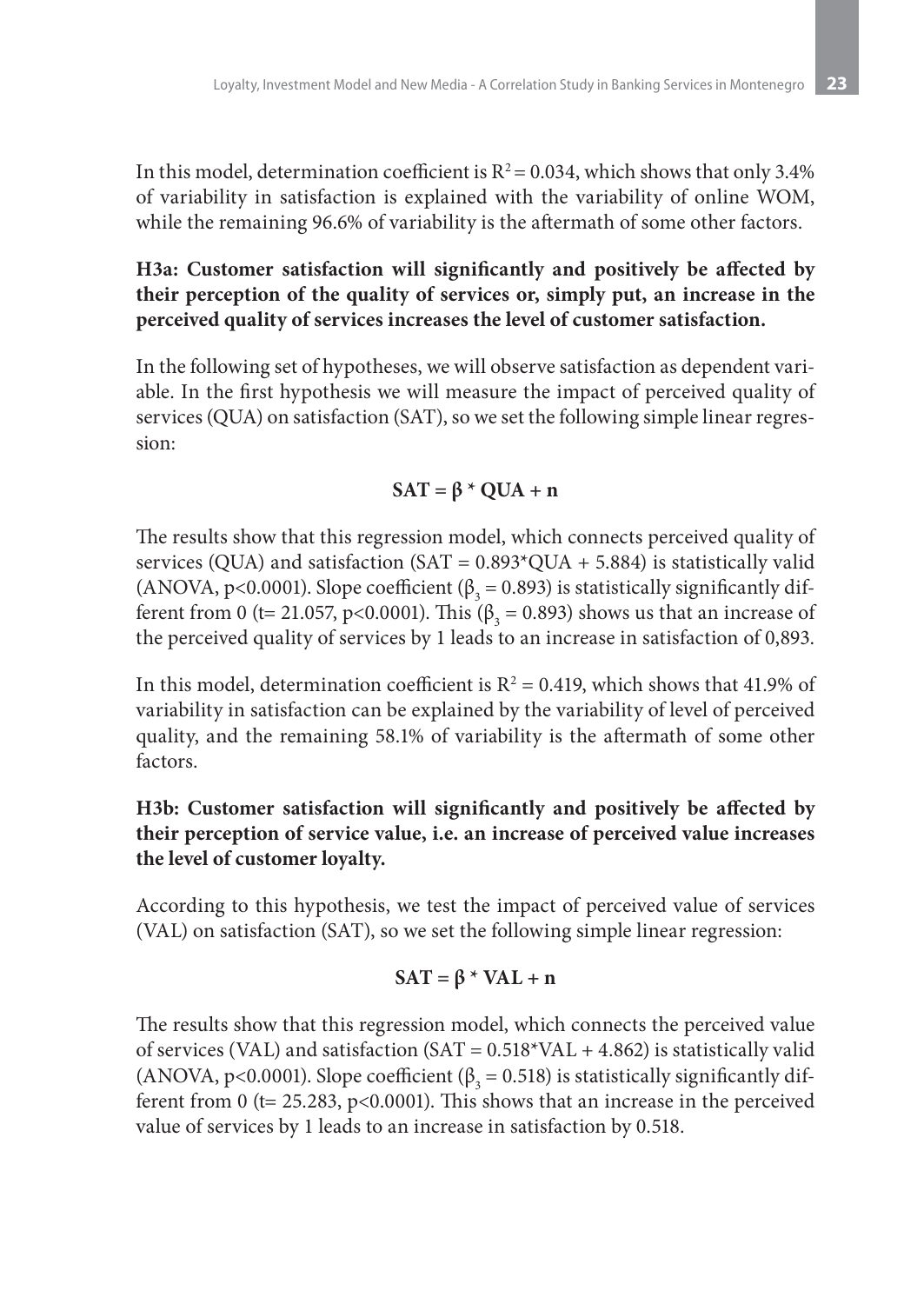In this model, determination coefficient is $R^2 = 0.034$, which shows that only 3.4% of variability in satisfaction is explained with the variability of online WOM, while the remaining 96.6% of variability is the aftermath of some other factors.

**H3a: Customer satisfaction will significantly and positively be affected by their perception of the quality of services or, simply put, an increase in the perceived quality of services increases the level of customer satisfaction.**

In the following set of hypotheses, we will observe satisfaction as dependent variable. In the first hypothesis we will measure the impact of perceived quality of services (QUA) on satisfaction (SAT), so we set the following simple linear regression:

$$\mathbf{SAT = \beta * QUA + n}$$

The results show that this regression model, which connects perceived quality of services (QUA) and satisfaction (SAT = 0.893*QUA + 5.884) is statistically valid (ANOVA, $p<0.0001$). Slope coefficient ($\beta_3 = 0.893$) is statistically significantly different from 0 ($t= 21.057$, $p<0.0001$). This ($\beta_3 = 0.893$) shows us that an increase of the perceived quality of services by 1 leads to an increase in satisfaction of 0,893.

In this model, determination coefficient is $R^2 = 0.419$, which shows that 41.9% of variability in satisfaction can be explained by the variability of level of perceived quality, and the remaining 58.1% of variability is the aftermath of some other factors.

**H3b: Customer satisfaction will significantly and positively be affected by their perception of service value, i.e. an increase of perceived value increases the level of customer loyalty.**

According to this hypothesis, we test the impact of perceived value of services (VAL) on satisfaction (SAT), so we set the following simple linear regression:

$$\mathbf{SAT = \beta * VAL + n}$$

The results show that this regression model, which connects the perceived value of services (VAL) and satisfaction (SAT = 0.518*VAL + 4.862) is statistically valid (ANOVA, $p<0.0001$). Slope coefficient ($\beta_3 = 0.518$) is statistically significantly different from 0 ($t= 25.283$, $p<0.0001$). This shows that an increase in the perceived value of services by 1 leads to an increase in satisfaction by 0.518.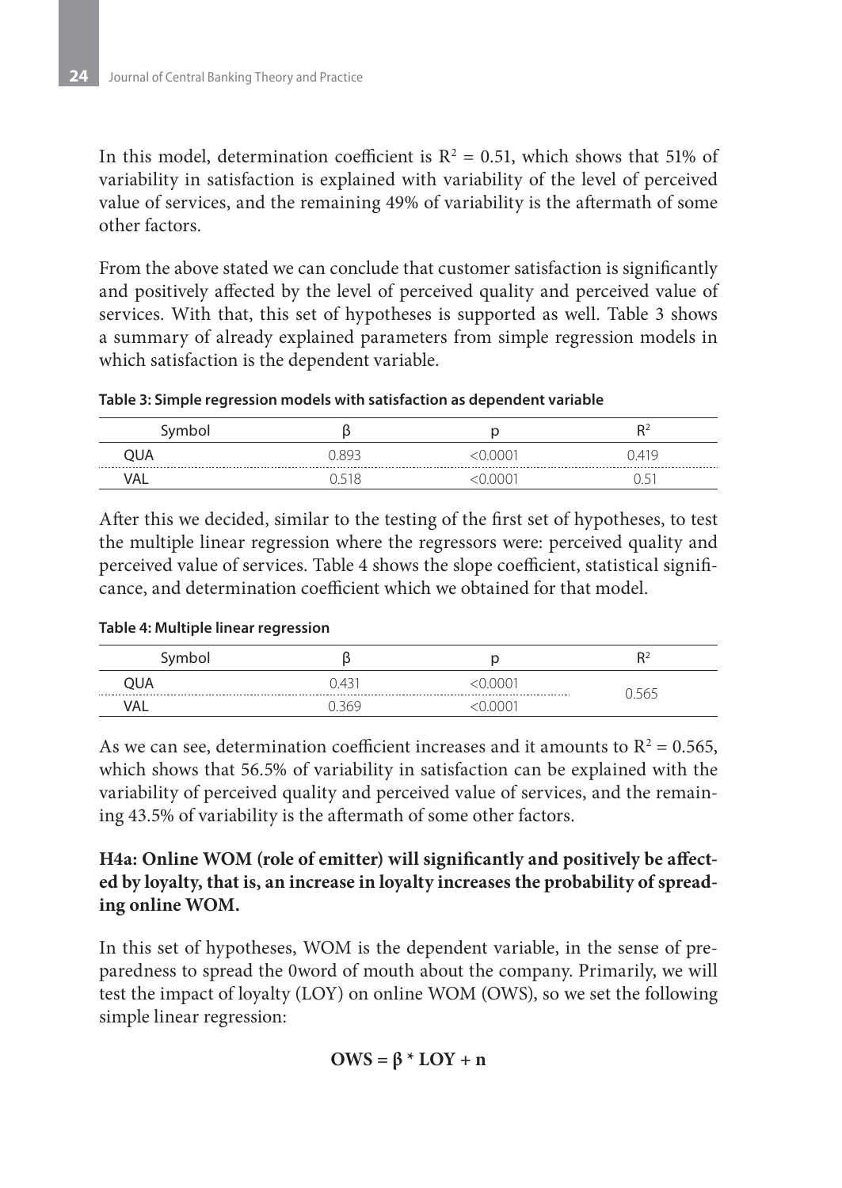In this model, determination coefficient is $R^2 = 0.51$, which shows that 51% of variability in satisfaction is explained with variability of the level of perceived value of services, and the remaining 49% of variability is the aftermath of some other factors.

From the above stated we can conclude that customer satisfaction is significantly and positively affected by the level of perceived quality and perceived value of services. With that, this set of hypotheses is supported as well. Table 3 shows a summary of already explained parameters from simple regression models in which satisfaction is the dependent variable.

**Table 3: Simple regression models with satisfaction as dependent variable**

| Symbol | β | p | $R^2$ |
|---|---|---|---|
| QUA | 0.893 | <0.0001 | 0.419 |
| VAL | 0.518 | <0.0001 | 0.51 |

After this we decided, similar to the testing of the first set of hypotheses, to test the multiple linear regression where the regressors were: perceived quality and perceived value of services. Table 4 shows the slope coefficient, statistical significance, and determination coefficient which we obtained for that model.

**Table 4: Multiple linear regression**

| Symbol | β | p | $R^2$ |
|---|---|---|---|
| QUA | 0.431 | <0.0001 | 0.565 |
| VAL | 0.369 | <0.0001 | |

As we can see, determination coefficient increases and it amounts to $R^2 = 0.565$, which shows that 56.5% of variability in satisfaction can be explained with the variability of perceived quality and perceived value of services, and the remaining 43.5% of variability is the aftermath of some other factors.

**H4a: Online WOM (role of emitter) will significantly and positively be affected by loyalty, that is, an increase in loyalty increases the probability of spreading online WOM.**

In this set of hypotheses, WOM is the dependent variable, in the sense of preparedness to spread the 0word of mouth about the company. Primarily, we will test the impact of loyalty (LOY) on online WOM (OWS), so we set the following simple linear regression:

$$\mathbf{OWS = \beta * LOY + n}$$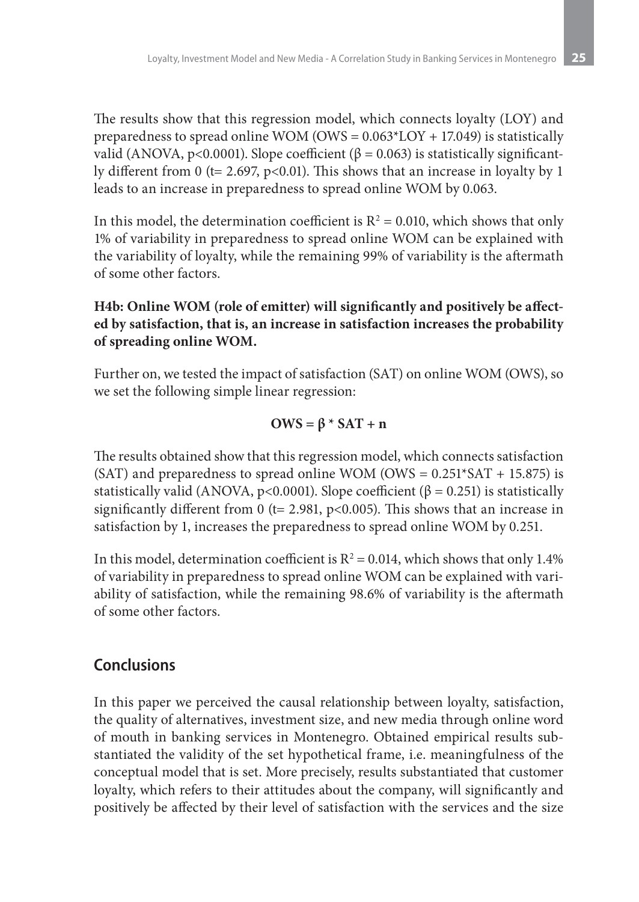The results show that this regression model, which connects loyalty (LOY) and preparedness to spread online WOM ($OWS = 0.063*LOY + 17.049$) is statistically valid (ANOVA, $p<0.0001$). Slope coefficient ($\beta = 0.063$) is statistically significantly different from 0 ($t= 2.697$, $p<0.01$). This shows that an increase in loyalty by 1 leads to an increase in preparedness to spread online WOM by 0.063.

In this model, the determination coefficient is $R^2 = 0.010$, which shows that only 1% of variability in preparedness to spread online WOM can be explained with the variability of loyalty, while the remaining 99% of variability is the aftermath of some other factors.

**H4b: Online WOM (role of emitter) will significantly and positively be affected by satisfaction, that is, an increase in satisfaction increases the probability of spreading online WOM.**

Further on, we tested the impact of satisfaction (SAT) on online WOM (OWS), so we set the following simple linear regression:

$$\mathbf{OWS = \beta * SAT + n}$$

The results obtained show that this regression model, which connects satisfaction (SAT) and preparedness to spread online WOM ($OWS = 0.251*SAT + 15.875$) is statistically valid (ANOVA, $p<0.0001$). Slope coefficient ($\beta = 0.251$) is statistically significantly different from 0 ($t= 2.981$, $p<0.005$). This shows that an increase in satisfaction by 1, increases the preparedness to spread online WOM by 0.251.

In this model, determination coefficient is $R^2 = 0.014$, which shows that only 1.4% of variability in preparedness to spread online WOM can be explained with variability of satisfaction, while the remaining 98.6% of variability is the aftermath of some other factors.

## Conclusions

In this paper we perceived the causal relationship between loyalty, satisfaction, the quality of alternatives, investment size, and new media through online word of mouth in banking services in Montenegro. Obtained empirical results substantiated the validity of the set hypothetical frame, i.e. meaningfulness of the conceptual model that is set. More precisely, results substantiated that customer loyalty, which refers to their attitudes about the company, will significantly and positively be affected by their level of satisfaction with the services and the size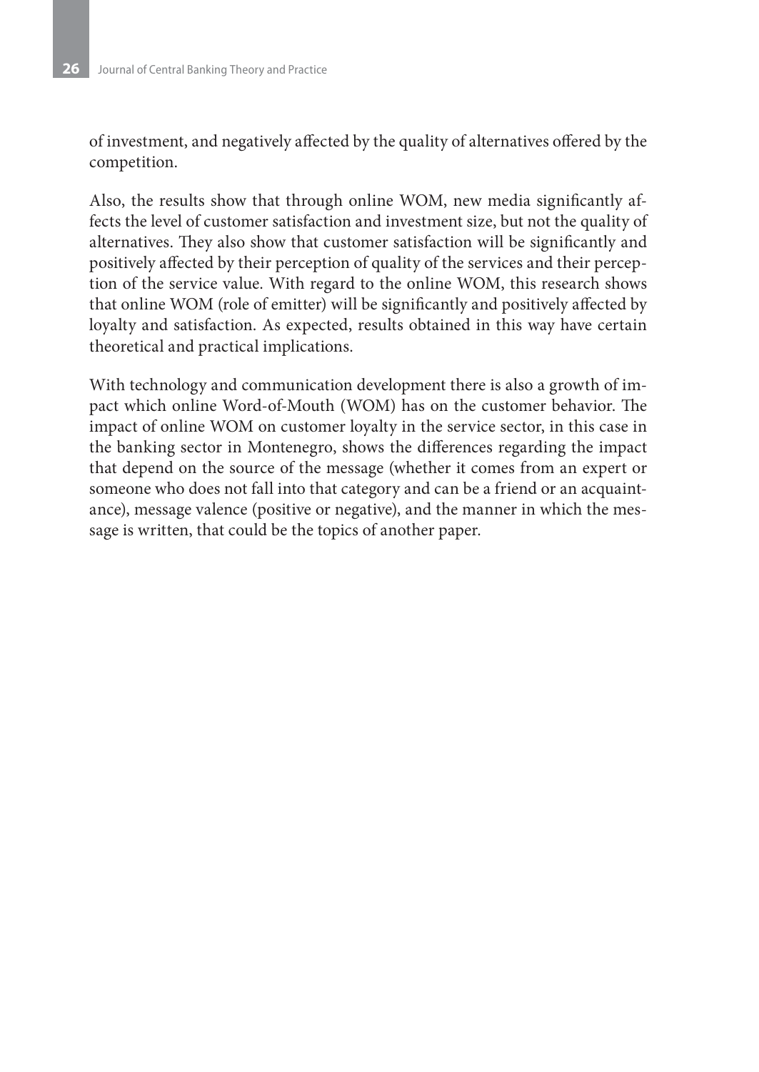of investment, and negatively affected by the quality of alternatives offered by the competition.

Also, the results show that through online WOM, new media significantly affects the level of customer satisfaction and investment size, but not the quality of alternatives. They also show that customer satisfaction will be significantly and positively affected by their perception of quality of the services and their perception of the service value. With regard to the online WOM, this research shows that online WOM (role of emitter) will be significantly and positively affected by loyalty and satisfaction. As expected, results obtained in this way have certain theoretical and practical implications.

With technology and communication development there is also a growth of impact which online Word-of-Mouth (WOM) has on the customer behavior. The impact of online WOM on customer loyalty in the service sector, in this case in the banking sector in Montenegro, shows the differences regarding the impact that depend on the source of the message (whether it comes from an expert or someone who does not fall into that category and can be a friend or an acquaintance), message valence (positive or negative), and the manner in which the message is written, that could be the topics of another paper.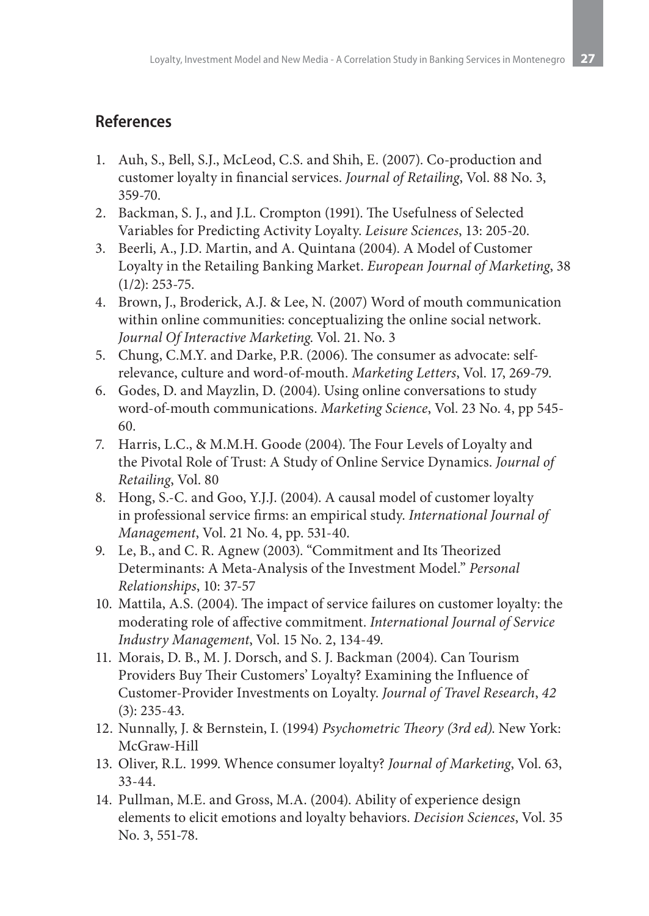## References

1. Auh, S., Bell, S.J., McLeod, C.S. and Shih, E. (2007). Co-production and customer loyalty in financial services. *Journal of Retailing*, Vol. 88 No. 3, 359-70.
2. Backman, S. J., and J.L. Crompton (1991). The Usefulness of Selected Variables for Predicting Activity Loyalty. *Leisure Sciences*, 13: 205-20.
3. Beerli, A., J.D. Martin, and A. Quintana (2004). A Model of Customer Loyalty in the Retailing Banking Market. *European Journal of Marketing*, 38 (1/2): 253-75.
4. Brown, J., Broderick, A.J. & Lee, N. (2007) Word of mouth communication within online communities: conceptualizing the online social network. *Journal Of Interactive Marketing.* Vol. 21. No. 3
5. Chung, C.M.Y. and Darke, P.R. (2006). The consumer as advocate: self-relevance, culture and word-of-mouth. *Marketing Letters*, Vol. 17, 269-79.
6. Godes, D. and Mayzlin, D. (2004). Using online conversations to study word-of-mouth communications. *Marketing Science*, Vol. 23 No. 4, pp 545-60.
7. Harris, L.C., & M.M.H. Goode (2004). The Four Levels of Loyalty and the Pivotal Role of Trust: A Study of Online Service Dynamics. *Journal of Retailing*, Vol. 80
8. Hong, S.-C. and Goo, Y.J.J. (2004). A causal model of customer loyalty in professional service firms: an empirical study. *International Journal of Management*, Vol. 21 No. 4, pp. 531-40.
9. Le, B., and C. R. Agnew (2003). "Commitment and Its Theorized Determinants: A Meta-Analysis of the Investment Model." *Personal Relationships*, 10: 37-57
10. Mattila, A.S. (2004). The impact of service failures on customer loyalty: the moderating role of affective commitment. *International Journal of Service Industry Management*, Vol. 15 No. 2, 134-49.
11. Morais, D. B., M. J. Dorsch, and S. J. Backman (2004). Can Tourism Providers Buy Their Customers' Loyalty? Examining the Influence of Customer-Provider Investments on Loyalty. *Journal of Travel Research*, *42* (3): 235-43.
12. Nunnally, J. & Bernstein, I. (1994) *Psychometric Theory (3rd ed).* New York: McGraw-Hill
13. Oliver, R.L. 1999. Whence consumer loyalty? *Journal of Marketing*, Vol. 63, 33-44.
14. Pullman, M.E. and Gross, M.A. (2004). Ability of experience design elements to elicit emotions and loyalty behaviors. *Decision Sciences*, Vol. 35 No. 3, 551-78.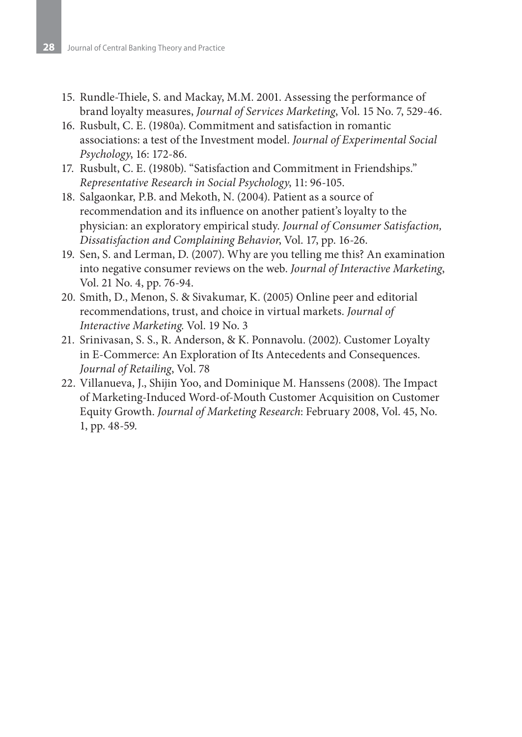15. Rundle-Thiele, S. and Mackay, M.M. 2001. Assessing the performance of brand loyalty measures, *Journal of Services Marketing*, Vol. 15 No. 7, 529-46.
16. Rusbult, C. E. (1980a). Commitment and satisfaction in romantic associations: a test of the Investment model. *Journal of Experimental Social Psychology*, 16: 172-86.
17. Rusbult, C. E. (1980b). "Satisfaction and Commitment in Friendships." *Representative Research in Social Psychology*, 11: 96-105.
18. Salgaonkar, P.B. and Mekoth, N. (2004). Patient as a source of recommendation and its influence on another patient's loyalty to the physician: an exploratory empirical study. *Journal of Consumer Satisfaction, Dissatisfaction and Complaining Behavior*, Vol. 17, pp. 16-26.
19. Sen, S. and Lerman, D. (2007). Why are you telling me this? An examination into negative consumer reviews on the web. *Journal of Interactive Marketing*, Vol. 21 No. 4, pp. 76-94.
20. Smith, D., Menon, S. & Sivakumar, K. (2005) Online peer and editorial recommendations, trust, and choice in virtual markets. *Journal of Interactive Marketing*. Vol. 19 No. 3
21. Srinivasan, S. S., R. Anderson, & K. Ponnavolu. (2002). Customer Loyalty in E-Commerce: An Exploration of Its Antecedents and Consequences. *Journal of Retailing*, Vol. 78
22. Villanueva, J., Shijin Yoo, and Dominique M. Hanssens (2008). The Impact of Marketing-Induced Word-of-Mouth Customer Acquisition on Customer Equity Growth. *Journal of Marketing Research*: February 2008, Vol. 45, No. 1, pp. 48-59.